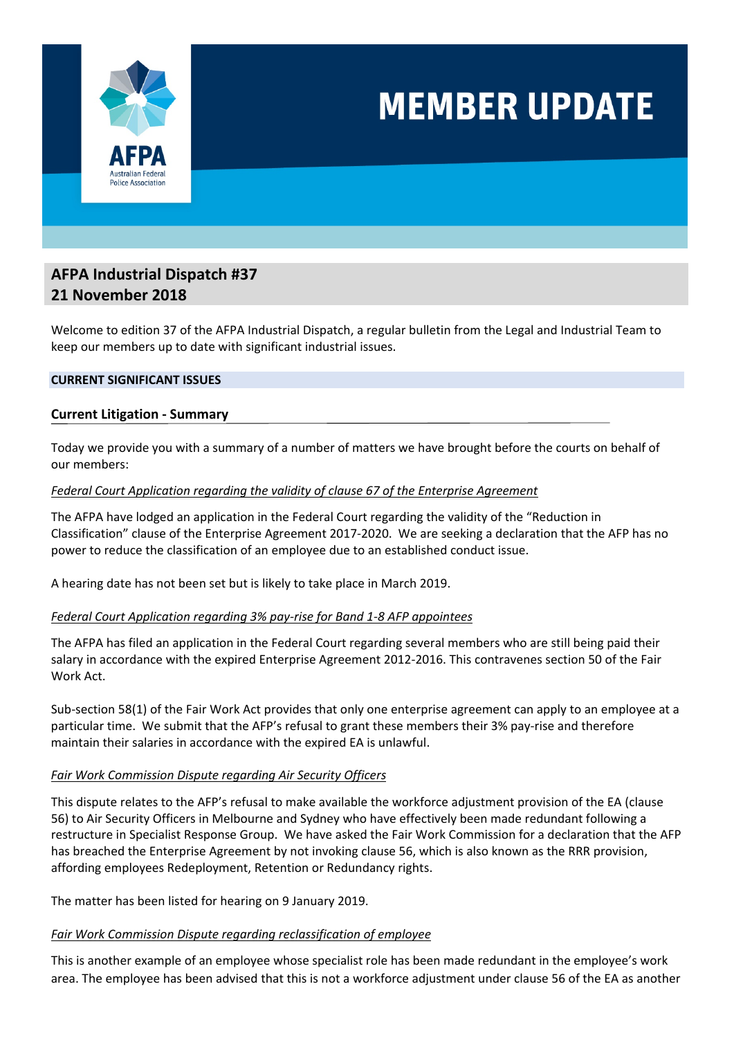# MEMBER UPDATE

AFPA
Australian Federal Police Association

## AFPA Industrial Dispatch #37
## 21 November 2018

Welcome to edition 37 of the AFPA Industrial Dispatch, a regular bulletin from the Legal and Industrial Team to keep our members up to date with significant industrial issues.

**CURRENT SIGNIFICANT ISSUES**

### Current Litigation - Summary

Today we provide you with a summary of a number of matters we have brought before the courts on behalf of our members:

*Federal Court Application regarding the validity of clause 67 of the Enterprise Agreement*

The AFPA have lodged an application in the Federal Court regarding the validity of the "Reduction in Classification" clause of the Enterprise Agreement 2017-2020. We are seeking a declaration that the AFP has no power to reduce the classification of an employee due to an established conduct issue.

A hearing date has not been set but is likely to take place in March 2019.

*Federal Court Application regarding 3% pay-rise for Band 1-8 AFP appointees*

The AFPA has filed an application in the Federal Court regarding several members who are still being paid their salary in accordance with the expired Enterprise Agreement 2012-2016. This contravenes section 50 of the Fair Work Act.

Sub-section 58(1) of the Fair Work Act provides that only one enterprise agreement can apply to an employee at a particular time. We submit that the AFP's refusal to grant these members their 3% pay-rise and therefore maintain their salaries in accordance with the expired EA is unlawful.

*Fair Work Commission Dispute regarding Air Security Officers*

This dispute relates to the AFP's refusal to make available the workforce adjustment provision of the EA (clause 56) to Air Security Officers in Melbourne and Sydney who have effectively been made redundant following a restructure in Specialist Response Group. We have asked the Fair Work Commission for a declaration that the AFP has breached the Enterprise Agreement by not invoking clause 56, which is also known as the RRR provision, affording employees Redeployment, Retention or Redundancy rights.

The matter has been listed for hearing on 9 January 2019.

*Fair Work Commission Dispute regarding reclassification of employee*

This is another example of an employee whose specialist role has been made redundant in the employee's work area. The employee has been advised that this is not a workforce adjustment under clause 56 of the EA as another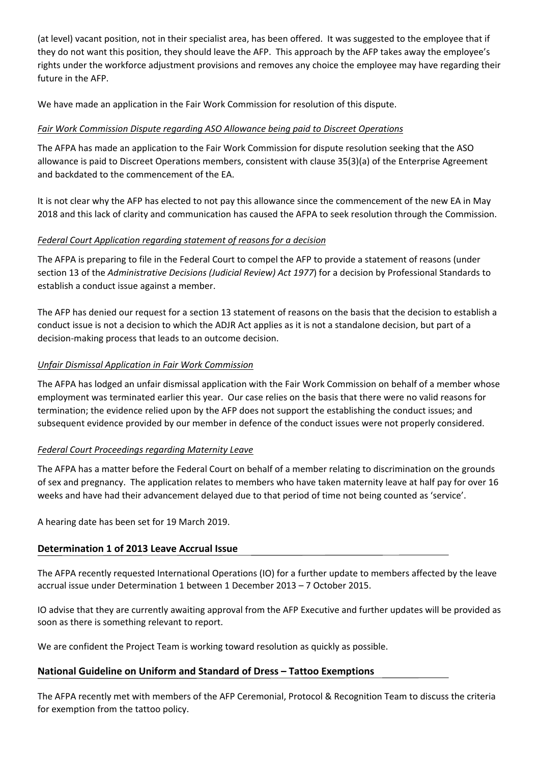(at level) vacant position, not in their specialist area, has been offered. It was suggested to the employee that if they do not want this position, they should leave the AFP. This approach by the AFP takes away the employee's rights under the workforce adjustment provisions and removes any choice the employee may have regarding their future in the AFP.

We have made an application in the Fair Work Commission for resolution of this dispute.

*Fair Work Commission Dispute regarding ASO Allowance being paid to Discreet Operations*

The AFPA has made an application to the Fair Work Commission for dispute resolution seeking that the ASO allowance is paid to Discreet Operations members, consistent with clause 35(3)(a) of the Enterprise Agreement and backdated to the commencement of the EA.

It is not clear why the AFP has elected to not pay this allowance since the commencement of the new EA in May 2018 and this lack of clarity and communication has caused the AFPA to seek resolution through the Commission.

*Federal Court Application regarding statement of reasons for a decision*

The AFPA is preparing to file in the Federal Court to compel the AFP to provide a statement of reasons (under section 13 of the *Administrative Decisions (Judicial Review) Act 1977*) for a decision by Professional Standards to establish a conduct issue against a member.

The AFP has denied our request for a section 13 statement of reasons on the basis that the decision to establish a conduct issue is not a decision to which the ADJR Act applies as it is not a standalone decision, but part of a decision-making process that leads to an outcome decision.

*Unfair Dismissal Application in Fair Work Commission*

The AFPA has lodged an unfair dismissal application with the Fair Work Commission on behalf of a member whose employment was terminated earlier this year. Our case relies on the basis that there were no valid reasons for termination; the evidence relied upon by the AFP does not support the establishing the conduct issues; and subsequent evidence provided by our member in defence of the conduct issues were not properly considered.

*Federal Court Proceedings regarding Maternity Leave*

The AFPA has a matter before the Federal Court on behalf of a member relating to discrimination on the grounds of sex and pregnancy. The application relates to members who have taken maternity leave at half pay for over 16 weeks and have had their advancement delayed due to that period of time not being counted as 'service'.

A hearing date has been set for 19 March 2019.

## Determination 1 of 2013 Leave Accrual Issue

The AFPA recently requested International Operations (IO) for a further update to members affected by the leave accrual issue under Determination 1 between 1 December 2013 – 7 October 2015.

IO advise that they are currently awaiting approval from the AFP Executive and further updates will be provided as soon as there is something relevant to report.

We are confident the Project Team is working toward resolution as quickly as possible.

## National Guideline on Uniform and Standard of Dress – Tattoo Exemptions

The AFPA recently met with members of the AFP Ceremonial, Protocol & Recognition Team to discuss the criteria for exemption from the tattoo policy.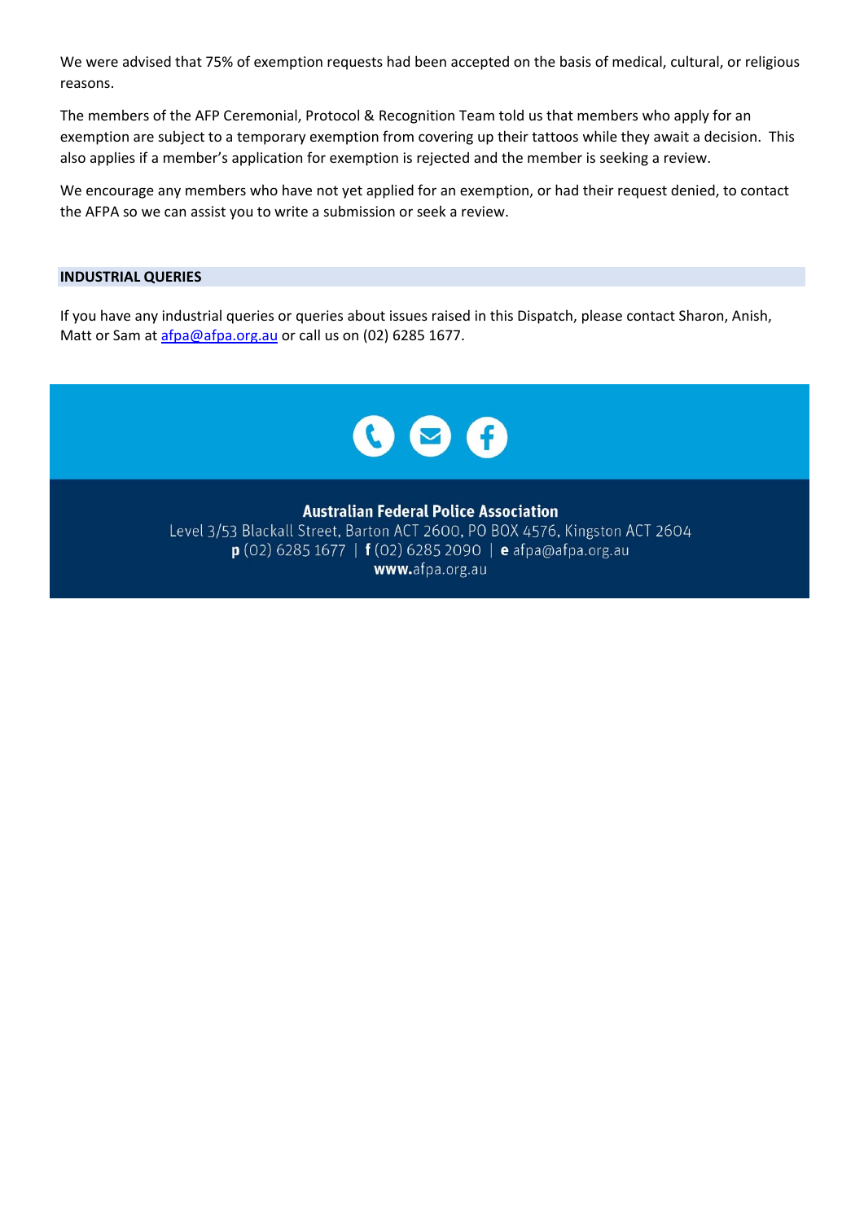We were advised that 75% of exemption requests had been accepted on the basis of medical, cultural, or religious reasons.

The members of the AFP Ceremonial, Protocol & Recognition Team told us that members who apply for an exemption are subject to a temporary exemption from covering up their tattoos while they await a decision. This also applies if a member's application for exemption is rejected and the member is seeking a review.

We encourage any members who have not yet applied for an exemption, or had their request denied, to contact the AFPA so we can assist you to write a submission or seek a review.

## INDUSTRIAL QUERIES

If you have any industrial queries or queries about issues raised in this Dispatch, please contact Sharon, Anish, Matt or Sam at afpa@afpa.org.au or call us on (02) 6285 1677.

**Australian Federal Police Association**
Level 3/53 Blackall Street, Barton ACT 2600, PO BOX 4576, Kingston ACT 2604
**p** (02) 6285 1677 | **f** (02) 6285 2090 | **e** afpa@afpa.org.au
**www.**afpa.org.au